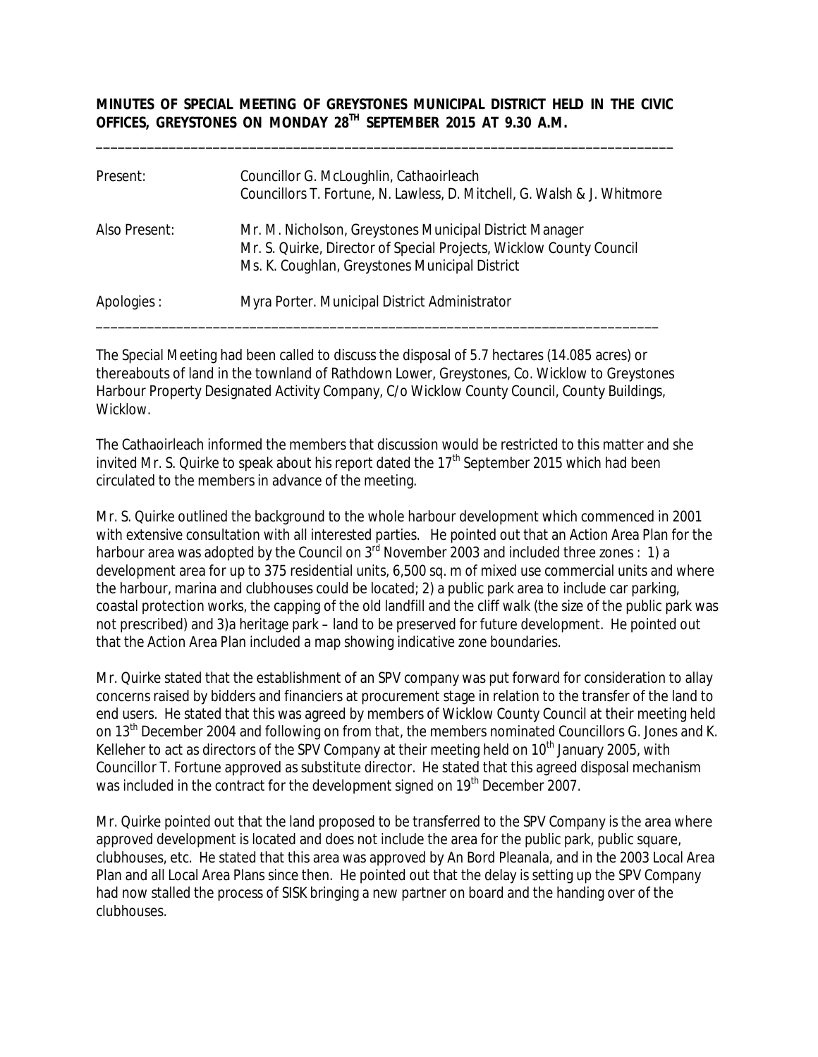**MINUTES OF SPECIAL MEETING OF GREYSTONES MUNICIPAL DISTRICT HELD IN THE CIVIC OFFICES, GREYSTONES ON MONDAY 28TH SEPTEMBER 2015 AT 9.30 A.M.**

---

| | |
|---|---|
| Present: | Councillor G. McLoughlin, Cathaoirleach<br>Councillors T. Fortune, N. Lawless, D. Mitchell, G. Walsh & J. Whitmore |
| Also Present: | Mr. M. Nicholson, Greystones Municipal District Manager<br>Mr. S. Quirke, Director of Special Projects, Wicklow County Council<br>Ms. K. Coughlan, Greystones Municipal District |
| Apologies : | Myra Porter. Municipal District Administrator |

---

The Special Meeting had been called to discuss the disposal of 5.7 hectares (14.085 acres) or thereabouts of land in the townland of Rathdown Lower, Greystones, Co. Wicklow to Greystones Harbour Property Designated Activity Company, C/o Wicklow County Council, County Buildings, Wicklow.

The Cathaoirleach informed the members that discussion would be restricted to this matter and she invited Mr. S. Quirke to speak about his report dated the 17th September 2015 which had been circulated to the members in advance of the meeting.

Mr. S. Quirke outlined the background to the whole harbour development which commenced in 2001 with extensive consultation with all interested parties. He pointed out that an Action Area Plan for the harbour area was adopted by the Council on 3rd November 2003 and included three zones : 1) a development area for up to 375 residential units, 6,500 sq. m of mixed use commercial units and where the harbour, marina and clubhouses could be located; 2) a public park area to include car parking, coastal protection works, the capping of the old landfill and the cliff walk (the size of the public park was not prescribed) and 3)a heritage park – land to be preserved for future development. He pointed out that the Action Area Plan included a map showing indicative zone boundaries.

Mr. Quirke stated that the establishment of an SPV company was put forward for consideration to allay concerns raised by bidders and financiers at procurement stage in relation to the transfer of the land to end users. He stated that this was agreed by members of Wicklow County Council at their meeting held on 13th December 2004 and following on from that, the members nominated Councillors G. Jones and K. Kelleher to act as directors of the SPV Company at their meeting held on 10th January 2005, with Councillor T. Fortune approved as substitute director. He stated that this agreed disposal mechanism was included in the contract for the development signed on 19th December 2007.

Mr. Quirke pointed out that the land proposed to be transferred to the SPV Company is the area where approved development is located and does not include the area for the public park, public square, clubhouses, etc. He stated that this area was approved by An Bord Pleanala, and in the 2003 Local Area Plan and all Local Area Plans since then. He pointed out that the delay is setting up the SPV Company had now stalled the process of SISK bringing a new partner on board and the handing over of the clubhouses.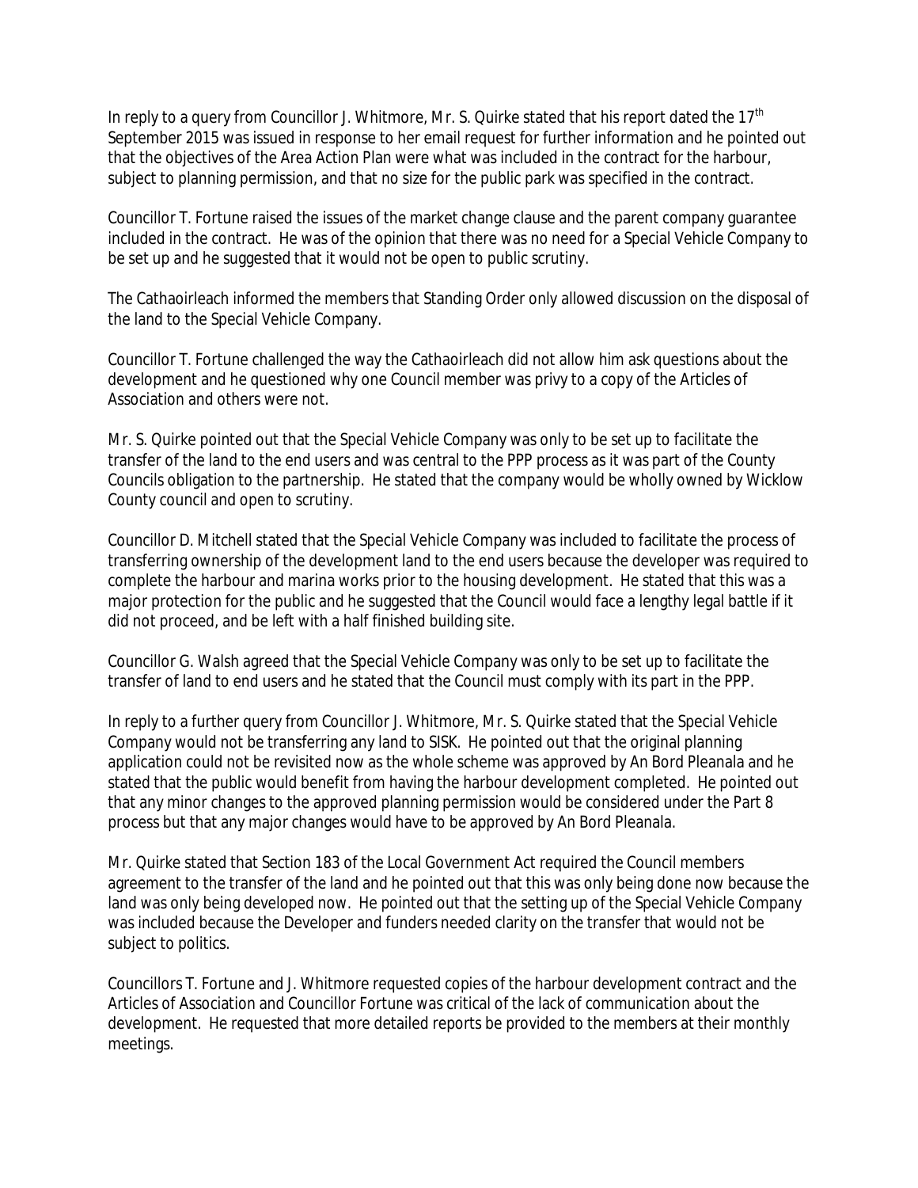In reply to a query from Councillor J. Whitmore, Mr. S. Quirke stated that his report dated the 17th September 2015 was issued in response to her email request for further information and he pointed out that the objectives of the Area Action Plan were what was included in the contract for the harbour, subject to planning permission, and that no size for the public park was specified in the contract.

Councillor T. Fortune raised the issues of the market change clause and the parent company guarantee included in the contract. He was of the opinion that there was no need for a Special Vehicle Company to be set up and he suggested that it would not be open to public scrutiny.

The Cathaoirleach informed the members that Standing Order only allowed discussion on the disposal of the land to the Special Vehicle Company.

Councillor T. Fortune challenged the way the Cathaoirleach did not allow him ask questions about the development and he questioned why one Council member was privy to a copy of the Articles of Association and others were not.

Mr. S. Quirke pointed out that the Special Vehicle Company was only to be set up to facilitate the transfer of the land to the end users and was central to the PPP process as it was part of the County Councils obligation to the partnership. He stated that the company would be wholly owned by Wicklow County council and open to scrutiny.

Councillor D. Mitchell stated that the Special Vehicle Company was included to facilitate the process of transferring ownership of the development land to the end users because the developer was required to complete the harbour and marina works prior to the housing development. He stated that this was a major protection for the public and he suggested that the Council would face a lengthy legal battle if it did not proceed, and be left with a half finished building site.

Councillor G. Walsh agreed that the Special Vehicle Company was only to be set up to facilitate the transfer of land to end users and he stated that the Council must comply with its part in the PPP.

In reply to a further query from Councillor J. Whitmore, Mr. S. Quirke stated that the Special Vehicle Company would not be transferring any land to SISK. He pointed out that the original planning application could not be revisited now as the whole scheme was approved by An Bord Pleanala and he stated that the public would benefit from having the harbour development completed. He pointed out that any minor changes to the approved planning permission would be considered under the Part 8 process but that any major changes would have to be approved by An Bord Pleanala.

Mr. Quirke stated that Section 183 of the Local Government Act required the Council members agreement to the transfer of the land and he pointed out that this was only being done now because the land was only being developed now. He pointed out that the setting up of the Special Vehicle Company was included because the Developer and funders needed clarity on the transfer that would not be subject to politics.

Councillors T. Fortune and J. Whitmore requested copies of the harbour development contract and the Articles of Association and Councillor Fortune was critical of the lack of communication about the development. He requested that more detailed reports be provided to the members at their monthly meetings.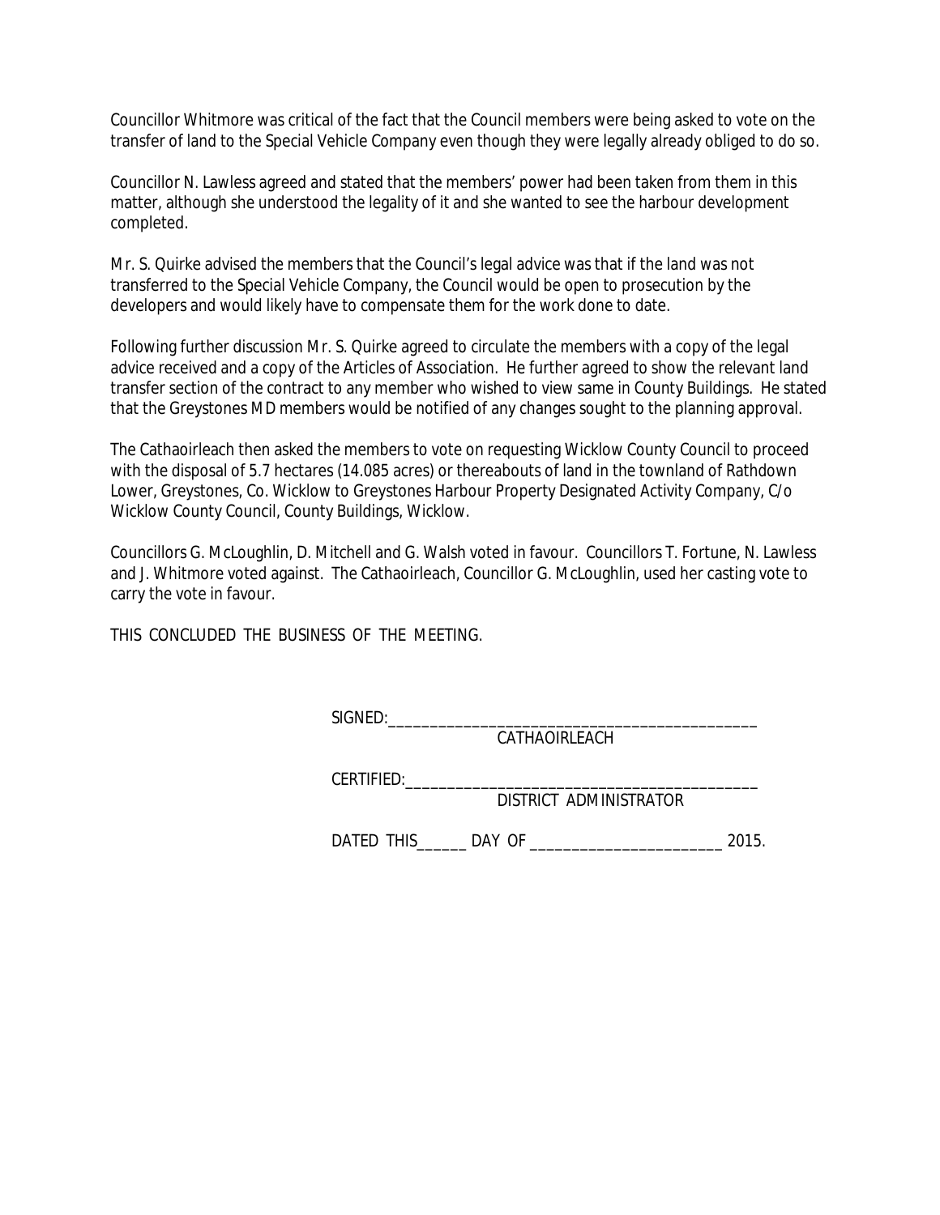Councillor Whitmore was critical of the fact that the Council members were being asked to vote on the transfer of land to the Special Vehicle Company even though they were legally already obliged to do so.

Councillor N. Lawless agreed and stated that the members' power had been taken from them in this matter, although she understood the legality of it and she wanted to see the harbour development completed.

Mr. S. Quirke advised the members that the Council's legal advice was that if the land was not transferred to the Special Vehicle Company, the Council would be open to prosecution by the developers and would likely have to compensate them for the work done to date.

Following further discussion Mr. S. Quirke agreed to circulate the members with a copy of the legal advice received and a copy of the Articles of Association. He further agreed to show the relevant land transfer section of the contract to any member who wished to view same in County Buildings. He stated that the Greystones MD members would be notified of any changes sought to the planning approval.

The Cathaoirleach then asked the members to vote on requesting Wicklow County Council to proceed with the disposal of 5.7 hectares (14.085 acres) or thereabouts of land in the townland of Rathdown Lower, Greystones, Co. Wicklow to Greystones Harbour Property Designated Activity Company, C/o Wicklow County Council, County Buildings, Wicklow.

Councillors G. McLoughlin, D. Mitchell and G. Walsh voted in favour. Councillors T. Fortune, N. Lawless and J. Whitmore voted against. The Cathaoirleach, Councillor G. McLoughlin, used her casting vote to carry the vote in favour.

THIS CONCLUDED THE BUSINESS OF THE MEETING.

SIGNED:_____________________________________________
CATHAOIRLEACH

CERTIFIED:__________________________________________
DISTRICT ADMINISTRATOR

DATED THIS______ DAY OF ______________________ 2015.